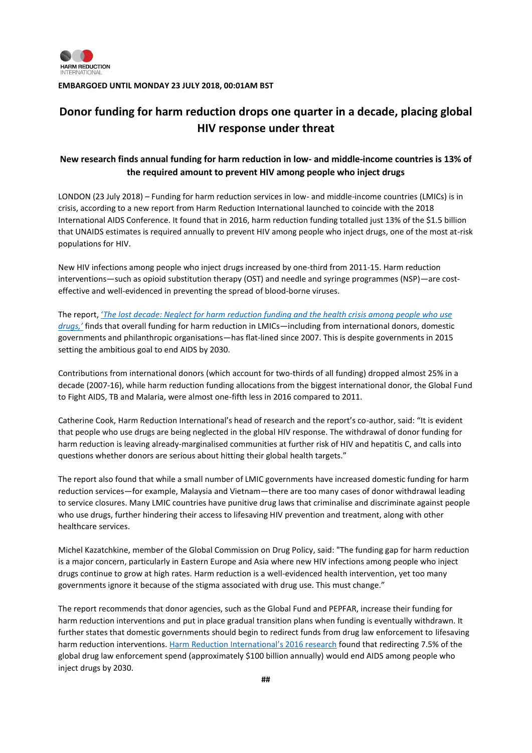HARM REDUCTION INTERNATIONAL

**EMBARGOED UNTIL MONDAY 23 JULY 2018, 00:01AM BST**

# Donor funding for harm reduction drops one quarter in a decade, placing global HIV response under threat

### New research finds annual funding for harm reduction in low- and middle-income countries is 13% of the required amount to prevent HIV among people who inject drugs

LONDON (23 July 2018) – Funding for harm reduction services in low- and middle-income countries (LMICs) is in crisis, according to a new report from Harm Reduction International launched to coincide with the 2018 International AIDS Conference. It found that in 2016, harm reduction funding totalled just 13% of the $1.5 billion that UNAIDS estimates is required annually to prevent HIV among people who inject drugs, one of the most at-risk populations for HIV.

New HIV infections among people who inject drugs increased by one-third from 2011-15. Harm reduction interventions—such as opioid substitution therapy (OST) and needle and syringe programmes (NSP)—are cost-effective and well-evidenced in preventing the spread of blood-borne viruses.

The report, *'The lost decade: Neglect for harm reduction funding and the health crisis among people who use drugs,'* finds that overall funding for harm reduction in LMICs—including from international donors, domestic governments and philanthropic organisations—has flat-lined since 2007. This is despite governments in 2015 setting the ambitious goal to end AIDS by 2030.

Contributions from international donors (which account for two-thirds of all funding) dropped almost 25% in a decade (2007-16), while harm reduction funding allocations from the biggest international donor, the Global Fund to Fight AIDS, TB and Malaria, were almost one-fifth less in 2016 compared to 2011.

Catherine Cook, Harm Reduction International's head of research and the report's co-author, said: "It is evident that people who use drugs are being neglected in the global HIV response. The withdrawal of donor funding for harm reduction is leaving already-marginalised communities at further risk of HIV and hepatitis C, and calls into questions whether donors are serious about hitting their global health targets."

The report also found that while a small number of LMIC governments have increased domestic funding for harm reduction services—for example, Malaysia and Vietnam—there are too many cases of donor withdrawal leading to service closures. Many LMIC countries have punitive drug laws that criminalise and discriminate against people who use drugs, further hindering their access to lifesaving HIV prevention and treatment, along with other healthcare services.

Michel Kazatchkine, member of the Global Commission on Drug Policy, said: "The funding gap for harm reduction is a major concern, particularly in Eastern Europe and Asia where new HIV infections among people who inject drugs continue to grow at high rates. Harm reduction is a well-evidenced health intervention, yet too many governments ignore it because of the stigma associated with drug use. This must change."

The report recommends that donor agencies, such as the Global Fund and PEPFAR, increase their funding for harm reduction interventions and put in place gradual transition plans when funding is eventually withdrawn. It further states that domestic governments should begin to redirect funds from drug law enforcement to lifesaving harm reduction interventions. Harm Reduction International's 2016 research found that redirecting 7.5% of the global drug law enforcement spend (approximately $100 billion annually) would end AIDS among people who inject drugs by 2030.

##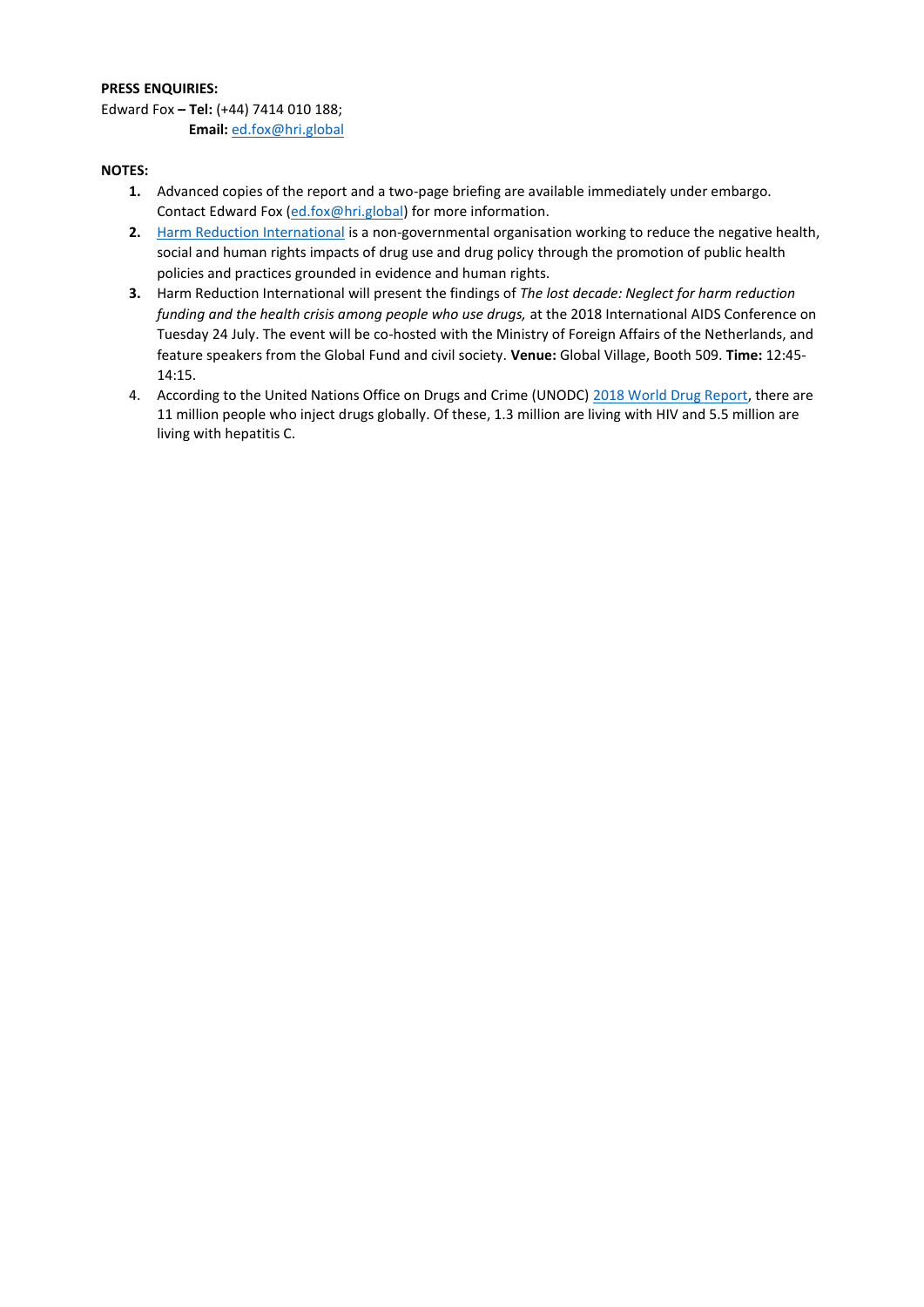**PRESS ENQUIRIES:**

Edward Fox **– Tel:** (+44) 7414 010 188;
**Email:** ed.fox@hri.global

**NOTES:**

1. Advanced copies of the report and a two-page briefing are available immediately under embargo. Contact Edward Fox (ed.fox@hri.global) for more information.
2. Harm Reduction International is a non-governmental organisation working to reduce the negative health, social and human rights impacts of drug use and drug policy through the promotion of public health policies and practices grounded in evidence and human rights.
3. Harm Reduction International will present the findings of *The lost decade: Neglect for harm reduction funding and the health crisis among people who use drugs,* at the 2018 International AIDS Conference on Tuesday 24 July. The event will be co-hosted with the Ministry of Foreign Affairs of the Netherlands, and feature speakers from the Global Fund and civil society. **Venue:** Global Village, Booth 509. **Time:** 12:45-14:15.
4. According to the United Nations Office on Drugs and Crime (UNODC) 2018 World Drug Report, there are 11 million people who inject drugs globally. Of these, 1.3 million are living with HIV and 5.5 million are living with hepatitis C.